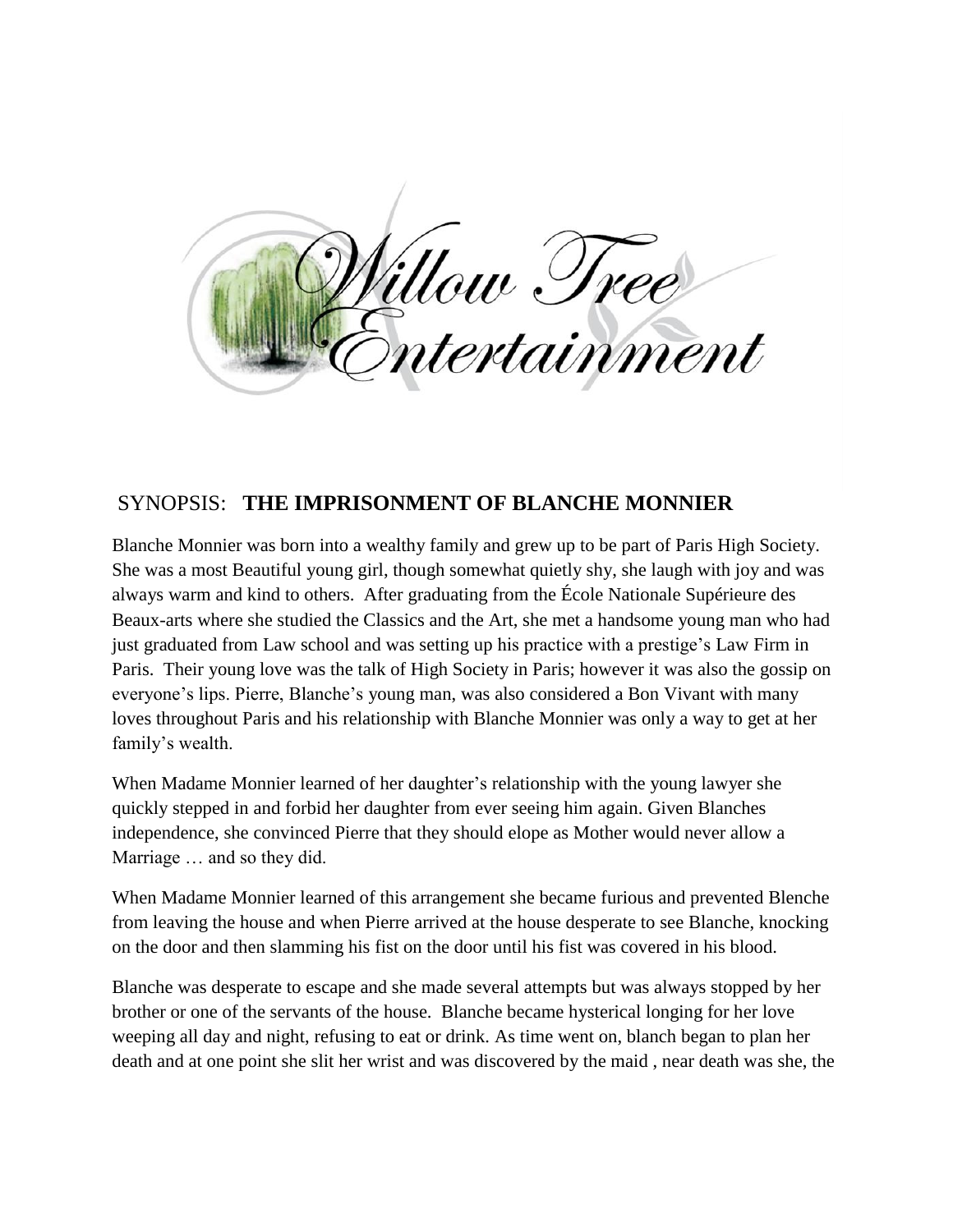Willow Tree Entertainment

## SYNOPSIS: **THE IMPRISONMENT OF BLANCHE MONNIER**

Blanche Monnier was born into a wealthy family and grew up to be part of Paris High Society. She was a most Beautiful young girl, though somewhat quietly shy, she laugh with joy and was always warm and kind to others. After graduating from the École Nationale Supérieure des Beaux-arts where she studied the Classics and the Art, she met a handsome young man who had just graduated from Law school and was setting up his practice with a prestige's Law Firm in Paris. Their young love was the talk of High Society in Paris; however it was also the gossip on everyone's lips. Pierre, Blanche's young man, was also considered a Bon Vivant with many loves throughout Paris and his relationship with Blanche Monnier was only a way to get at her family's wealth.

When Madame Monnier learned of her daughter's relationship with the young lawyer she quickly stepped in and forbid her daughter from ever seeing him again. Given Blanches independence, she convinced Pierre that they should elope as Mother would never allow a Marriage … and so they did.

When Madame Monnier learned of this arrangement she became furious and prevented Blenche from leaving the house and when Pierre arrived at the house desperate to see Blanche, knocking on the door and then slamming his fist on the door until his fist was covered in his blood.

Blanche was desperate to escape and she made several attempts but was always stopped by her brother or one of the servants of the house. Blanche became hysterical longing for her love weeping all day and night, refusing to eat or drink. As time went on, blanch began to plan her death and at one point she slit her wrist and was discovered by the maid , near death was she, the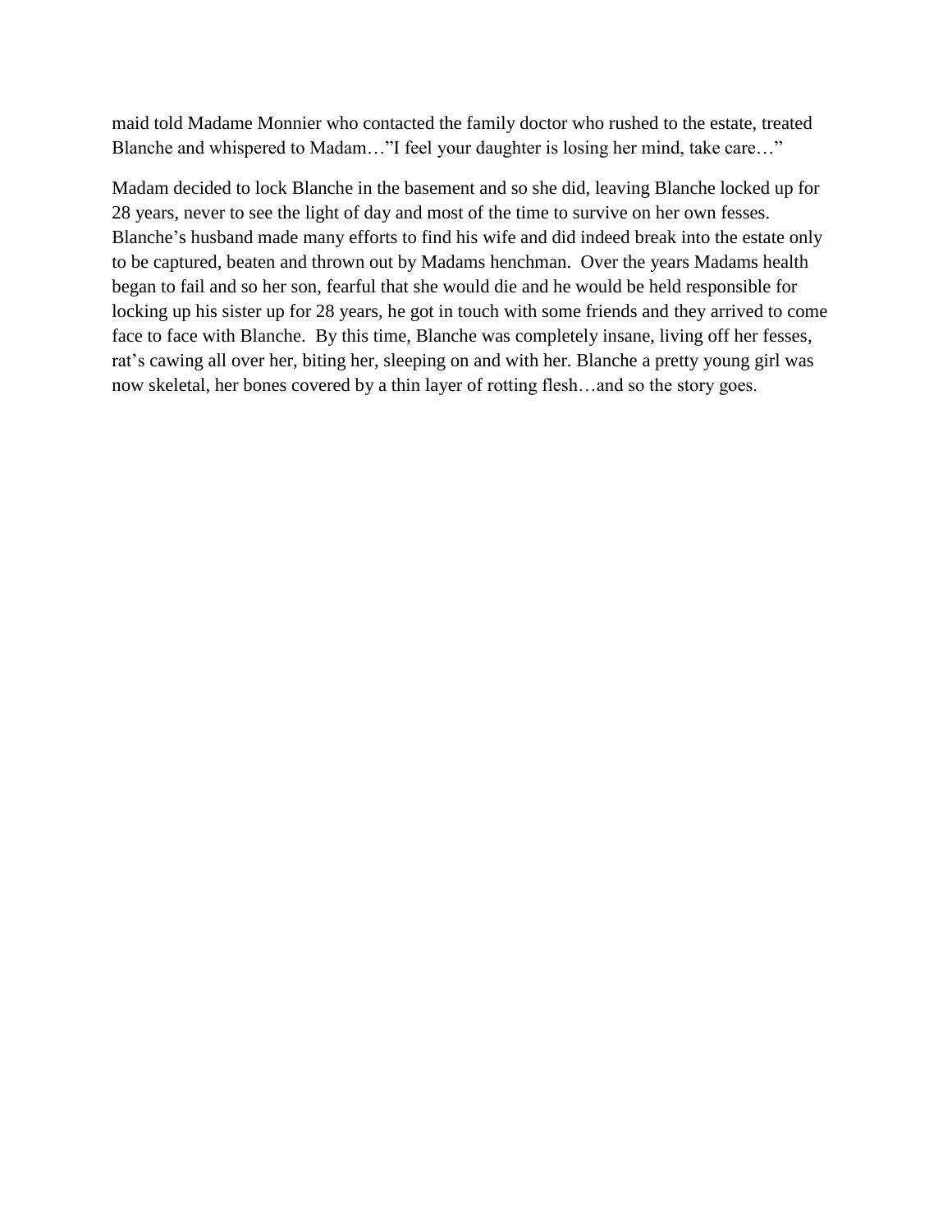maid told Madame Monnier who contacted the family doctor who rushed to the estate, treated Blanche and whispered to Madam…"I feel your daughter is losing her mind, take care…"

Madam decided to lock Blanche in the basement and so she did, leaving Blanche locked up for 28 years, never to see the light of day and most of the time to survive on her own fesses. Blanche's husband made many efforts to find his wife and did indeed break into the estate only to be captured, beaten and thrown out by Madams henchman.  Over the years Madams health began to fail and so her son, fearful that she would die and he would be held responsible for locking up his sister up for 28 years, he got in touch with some friends and they arrived to come face to face with Blanche.  By this time, Blanche was completely insane, living off her fesses, rat's cawing all over her, biting her, sleeping on and with her. Blanche a pretty young girl was now skeletal, her bones covered by a thin layer of rotting flesh…and so the story goes.